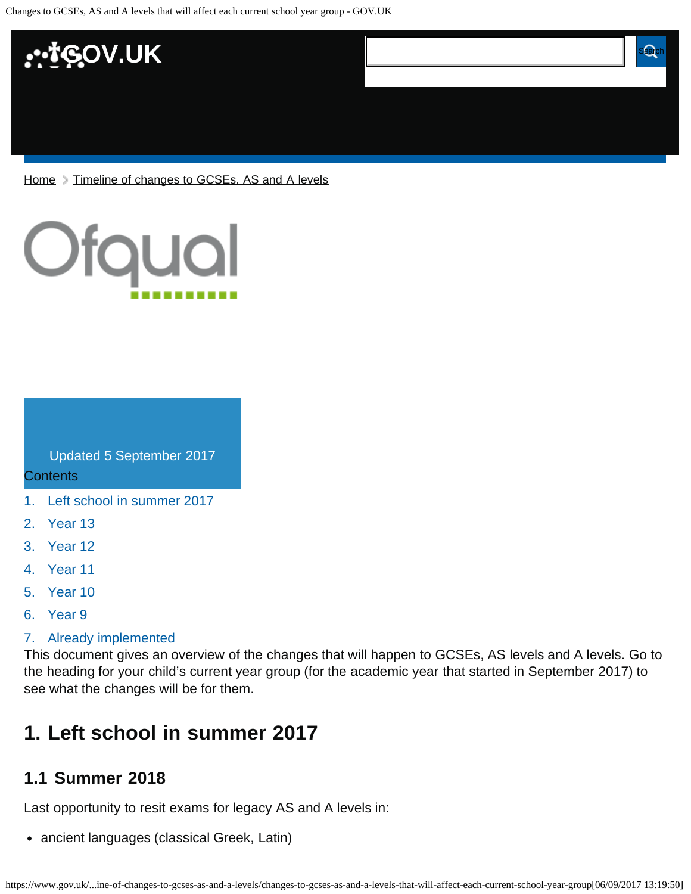Home > Timeline of changes to GCSEs, AS and A levels

Updated 5 September 2017

Contents

1. Left school in summer 2017
2. Year 13
3. Year 12
4. Year 11
5. Year 10
6. Year 9
7. Already implemented

This document gives an overview of the changes that will happen to GCSEs, AS levels and A levels. Go to the heading for your child's current year group (for the academic year that started in September 2017) to see what the changes will be for them.

## 1. Left school in summer 2017

### 1.1 Summer 2018

Last opportunity to resit exams for legacy AS and A levels in:

- ancient languages (classical Greek, Latin)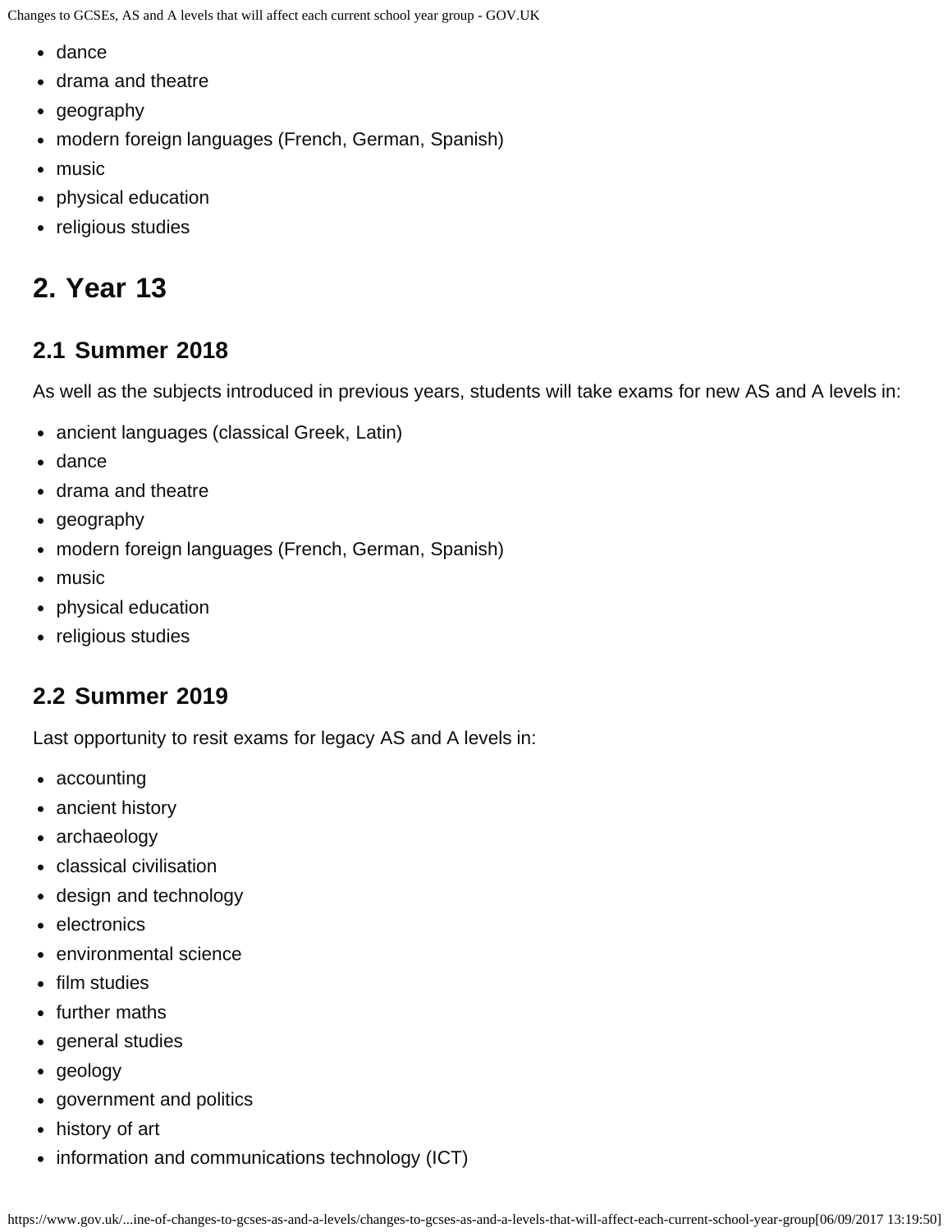- dance
- drama and theatre
- geography
- modern foreign languages (French, German, Spanish)
- music
- physical education
- religious studies

## 2. Year 13

### 2.1 Summer 2018

As well as the subjects introduced in previous years, students will take exams for new AS and A levels in:

- ancient languages (classical Greek, Latin)
- dance
- drama and theatre
- geography
- modern foreign languages (French, German, Spanish)
- music
- physical education
- religious studies

### 2.2 Summer 2019

Last opportunity to resit exams for legacy AS and A levels in:

- accounting
- ancient history
- archaeology
- classical civilisation
- design and technology
- electronics
- environmental science
- film studies
- further maths
- general studies
- geology
- government and politics
- history of art
- information and communications technology (ICT)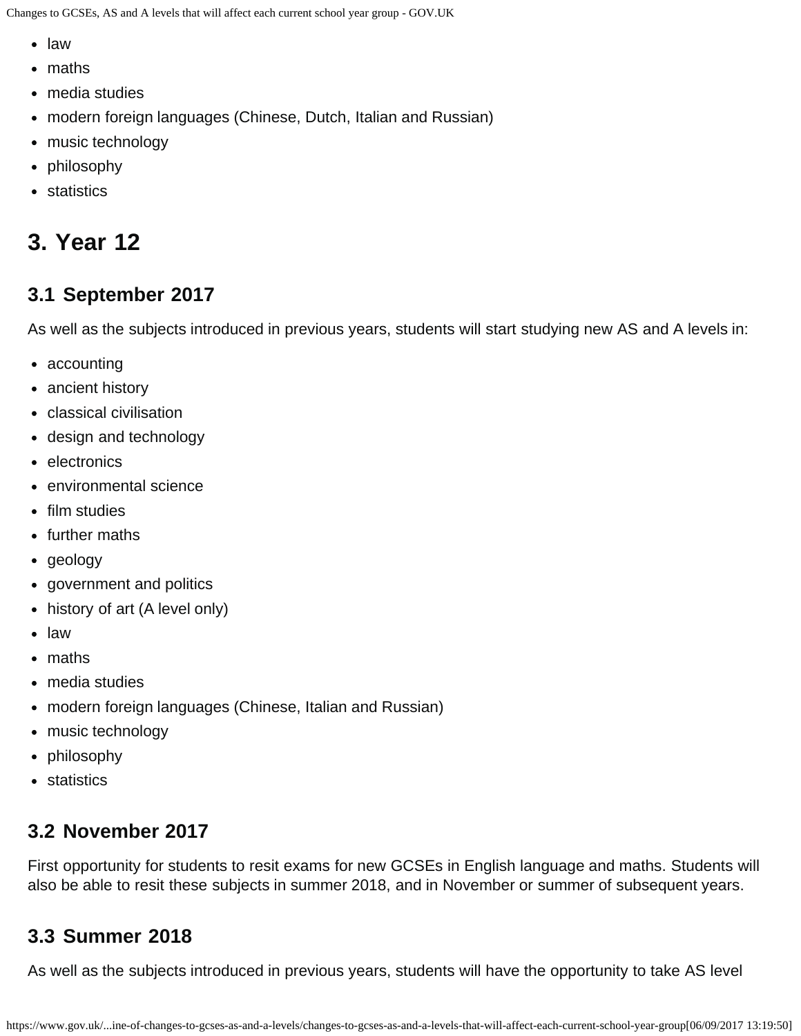- law
- maths
- media studies
- modern foreign languages (Chinese, Dutch, Italian and Russian)
- music technology
- philosophy
- statistics

## 3. Year 12

### 3.1 September 2017

As well as the subjects introduced in previous years, students will start studying new AS and A levels in:

- accounting
- ancient history
- classical civilisation
- design and technology
- electronics
- environmental science
- film studies
- further maths
- geology
- government and politics
- history of art (A level only)
- law
- maths
- media studies
- modern foreign languages (Chinese, Italian and Russian)
- music technology
- philosophy
- statistics

### 3.2 November 2017

First opportunity for students to resit exams for new GCSEs in English language and maths. Students will also be able to resit these subjects in summer 2018, and in November or summer of subsequent years.

### 3.3 Summer 2018

As well as the subjects introduced in previous years, students will have the opportunity to take AS level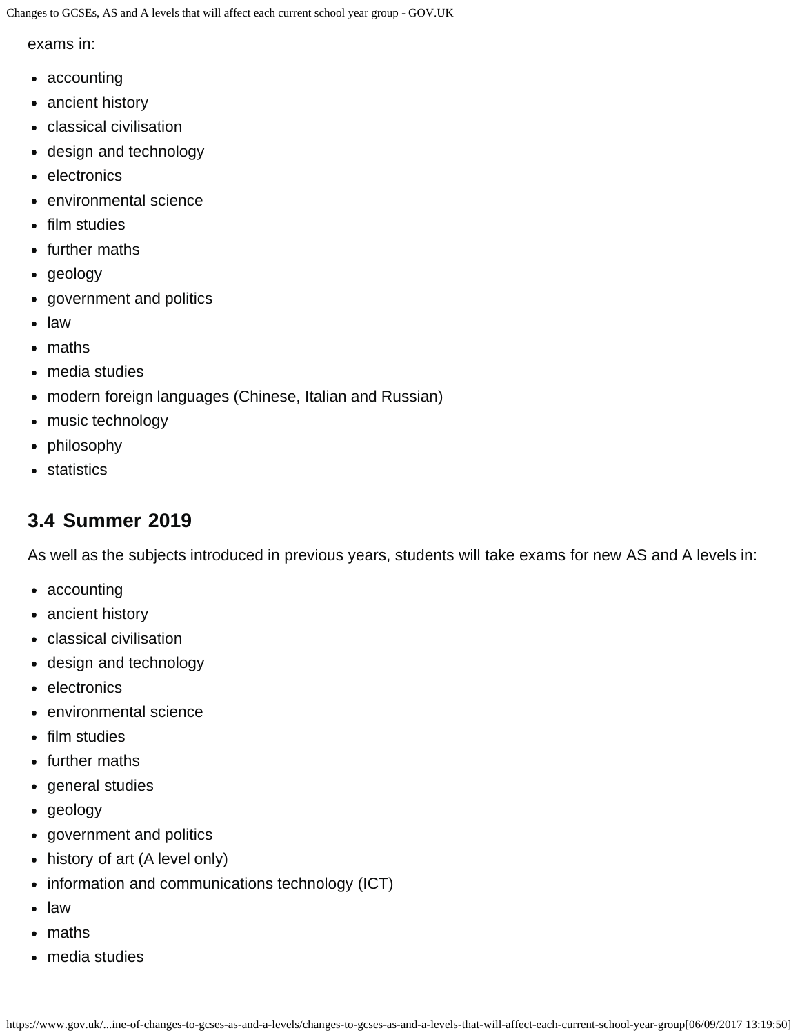exams in:

- accounting
- ancient history
- classical civilisation
- design and technology
- electronics
- environmental science
- film studies
- further maths
- geology
- government and politics
- law
- maths
- media studies
- modern foreign languages (Chinese, Italian and Russian)
- music technology
- philosophy
- statistics

### 3.4 Summer 2019

As well as the subjects introduced in previous years, students will take exams for new AS and A levels in:

- accounting
- ancient history
- classical civilisation
- design and technology
- electronics
- environmental science
- film studies
- further maths
- general studies
- geology
- government and politics
- history of art (A level only)
- information and communications technology (ICT)
- law
- maths
- media studies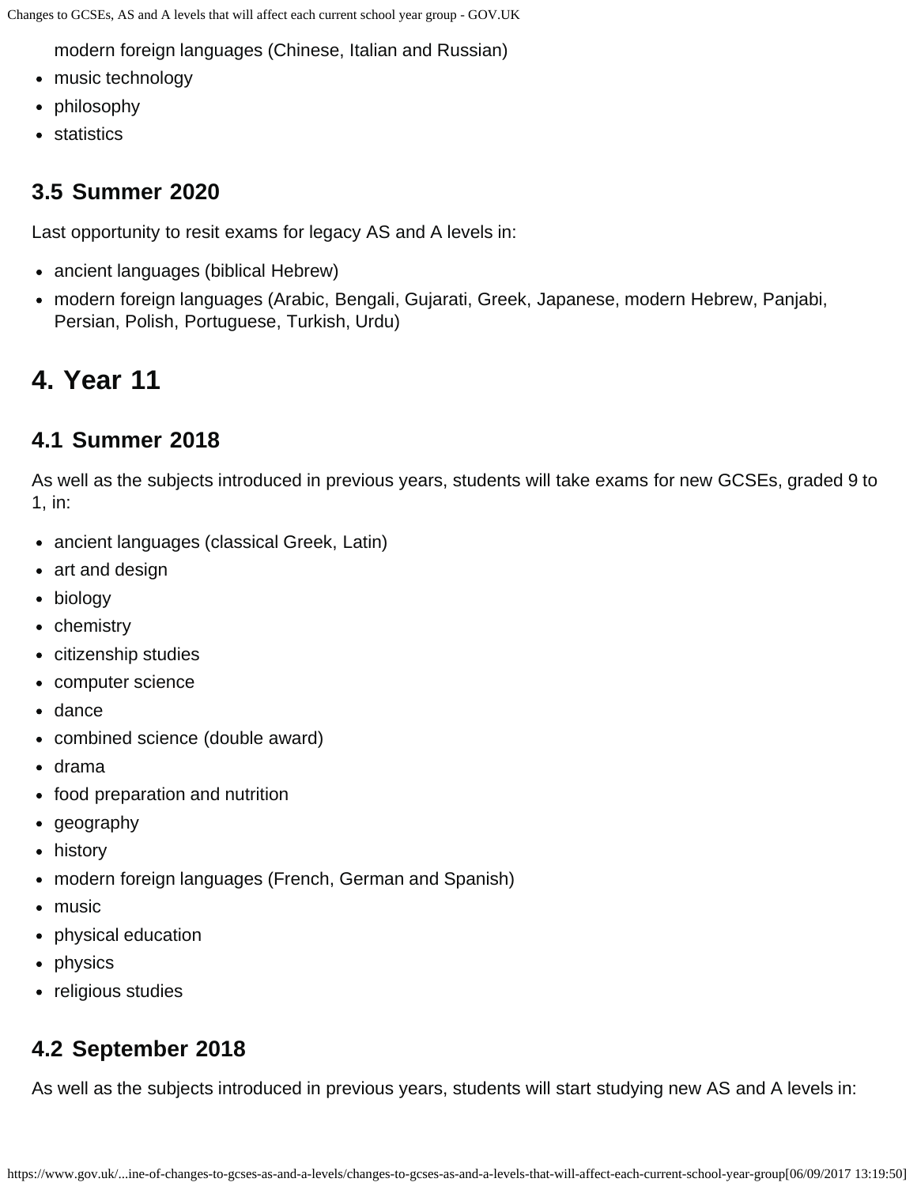- modern foreign languages (Chinese, Italian and Russian)
- music technology
- philosophy
- statistics

### 3.5 Summer 2020

Last opportunity to resit exams for legacy AS and A levels in:

- ancient languages (biblical Hebrew)
- modern foreign languages (Arabic, Bengali, Gujarati, Greek, Japanese, modern Hebrew, Panjabi, Persian, Polish, Portuguese, Turkish, Urdu)

## 4. Year 11

### 4.1 Summer 2018

As well as the subjects introduced in previous years, students will take exams for new GCSEs, graded 9 to 1, in:

- ancient languages (classical Greek, Latin)
- art and design
- biology
- chemistry
- citizenship studies
- computer science
- dance
- combined science (double award)
- drama
- food preparation and nutrition
- geography
- history
- modern foreign languages (French, German and Spanish)
- music
- physical education
- physics
- religious studies

### 4.2 September 2018

As well as the subjects introduced in previous years, students will start studying new AS and A levels in: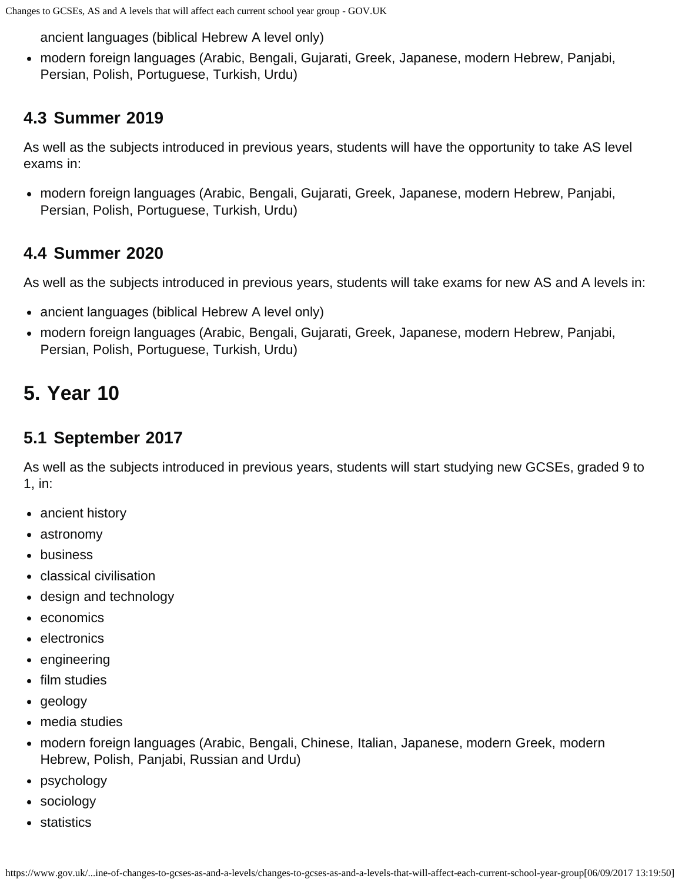- ancient languages (biblical Hebrew A level only)
- modern foreign languages (Arabic, Bengali, Gujarati, Greek, Japanese, modern Hebrew, Panjabi, Persian, Polish, Portuguese, Turkish, Urdu)

### 4.3 Summer 2019

As well as the subjects introduced in previous years, students will have the opportunity to take AS level exams in:

- modern foreign languages (Arabic, Bengali, Gujarati, Greek, Japanese, modern Hebrew, Panjabi, Persian, Polish, Portuguese, Turkish, Urdu)

### 4.4 Summer 2020

As well as the subjects introduced in previous years, students will take exams for new AS and A levels in:

- ancient languages (biblical Hebrew A level only)
- modern foreign languages (Arabic, Bengali, Gujarati, Greek, Japanese, modern Hebrew, Panjabi, Persian, Polish, Portuguese, Turkish, Urdu)

## 5. Year 10

### 5.1 September 2017

As well as the subjects introduced in previous years, students will start studying new GCSEs, graded 9 to 1, in:

- ancient history
- astronomy
- business
- classical civilisation
- design and technology
- economics
- electronics
- engineering
- film studies
- geology
- media studies
- modern foreign languages (Arabic, Bengali, Chinese, Italian, Japanese, modern Greek, modern Hebrew, Polish, Panjabi, Russian and Urdu)
- psychology
- sociology
- statistics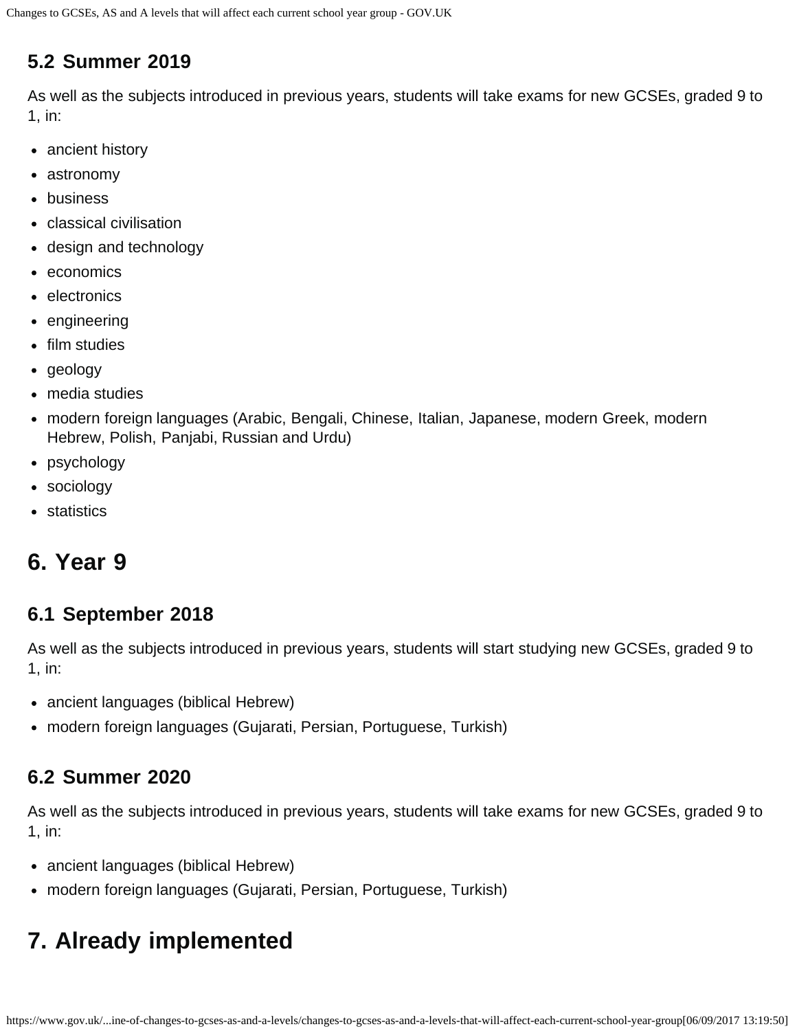### 5.2 Summer 2019

As well as the subjects introduced in previous years, students will take exams for new GCSEs, graded 9 to 1, in:

- ancient history
- astronomy
- business
- classical civilisation
- design and technology
- economics
- electronics
- engineering
- film studies
- geology
- media studies
- modern foreign languages (Arabic, Bengali, Chinese, Italian, Japanese, modern Greek, modern Hebrew, Polish, Panjabi, Russian and Urdu)
- psychology
- sociology
- statistics

## 6. Year 9

### 6.1 September 2018

As well as the subjects introduced in previous years, students will start studying new GCSEs, graded 9 to 1, in:

- ancient languages (biblical Hebrew)
- modern foreign languages (Gujarati, Persian, Portuguese, Turkish)

### 6.2 Summer 2020

As well as the subjects introduced in previous years, students will take exams for new GCSEs, graded 9 to 1, in:

- ancient languages (biblical Hebrew)
- modern foreign languages (Gujarati, Persian, Portuguese, Turkish)

## 7. Already implemented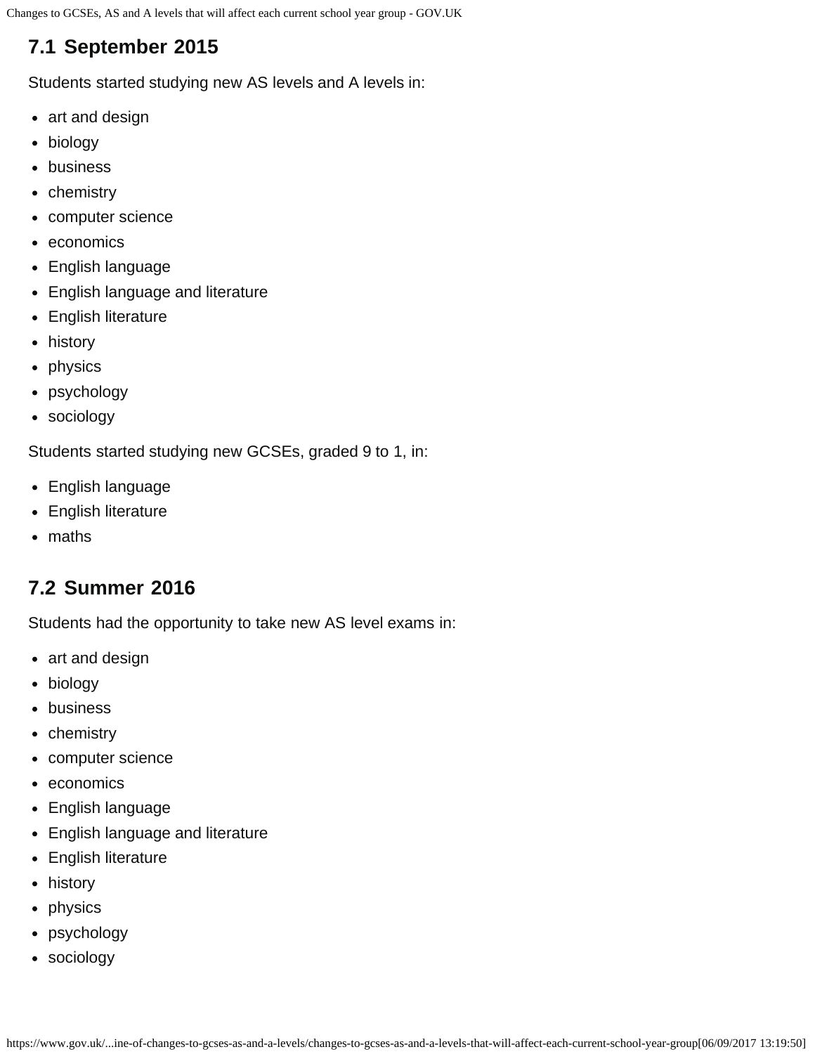## 7.1 September 2015

Students started studying new AS levels and A levels in:

- art and design
- biology
- business
- chemistry
- computer science
- economics
- English language
- English language and literature
- English literature
- history
- physics
- psychology
- sociology

Students started studying new GCSEs, graded 9 to 1, in:

- English language
- English literature
- maths

## 7.2 Summer 2016

Students had the opportunity to take new AS level exams in:

- art and design
- biology
- business
- chemistry
- computer science
- economics
- English language
- English language and literature
- English literature
- history
- physics
- psychology
- sociology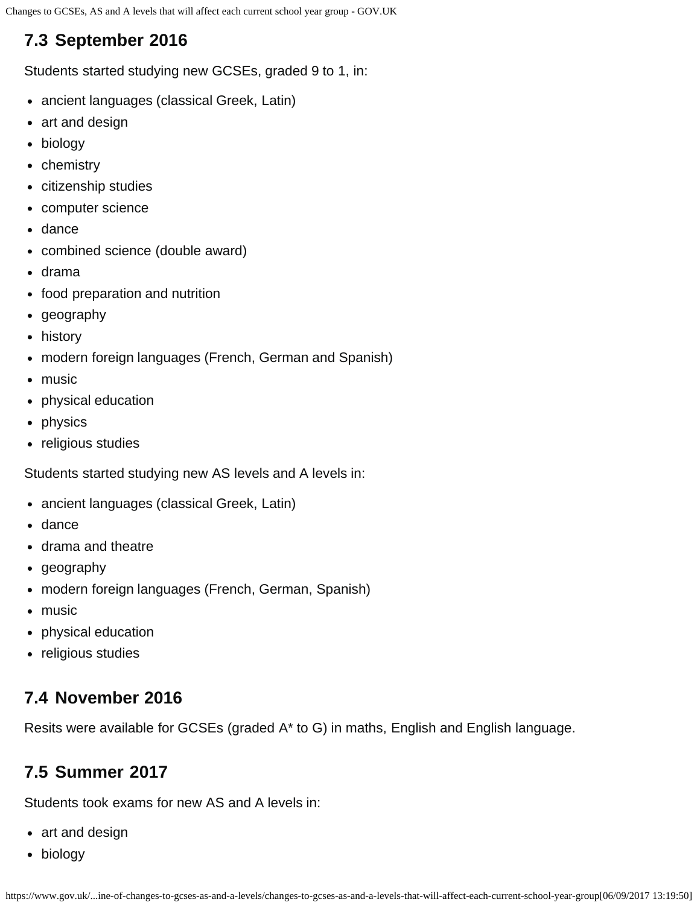## 7.3 September 2016

Students started studying new GCSEs, graded 9 to 1, in:

- ancient languages (classical Greek, Latin)
- art and design
- biology
- chemistry
- citizenship studies
- computer science
- dance
- combined science (double award)
- drama
- food preparation and nutrition
- geography
- history
- modern foreign languages (French, German and Spanish)
- music
- physical education
- physics
- religious studies

Students started studying new AS levels and A levels in:

- ancient languages (classical Greek, Latin)
- dance
- drama and theatre
- geography
- modern foreign languages (French, German, Spanish)
- music
- physical education
- religious studies

## 7.4 November 2016

Resits were available for GCSEs (graded A* to G) in maths, English and English language.

## 7.5 Summer 2017

Students took exams for new AS and A levels in:

- art and design
- biology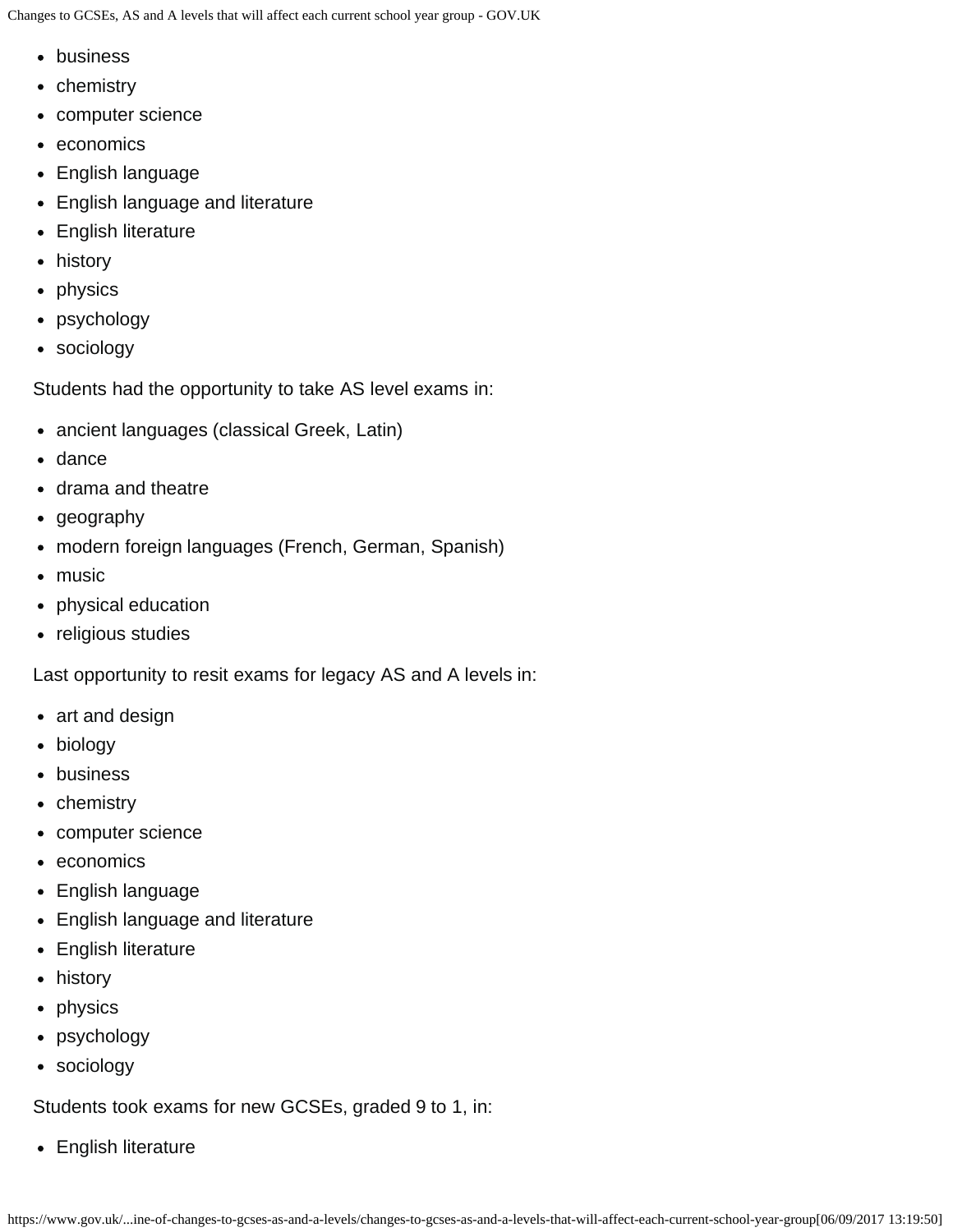- business
- chemistry
- computer science
- economics
- English language
- English language and literature
- English literature
- history
- physics
- psychology
- sociology

Students had the opportunity to take AS level exams in:

- ancient languages (classical Greek, Latin)
- dance
- drama and theatre
- geography
- modern foreign languages (French, German, Spanish)
- music
- physical education
- religious studies

Last opportunity to resit exams for legacy AS and A levels in:

- art and design
- biology
- business
- chemistry
- computer science
- economics
- English language
- English language and literature
- English literature
- history
- physics
- psychology
- sociology

Students took exams for new GCSEs, graded 9 to 1, in:

- English literature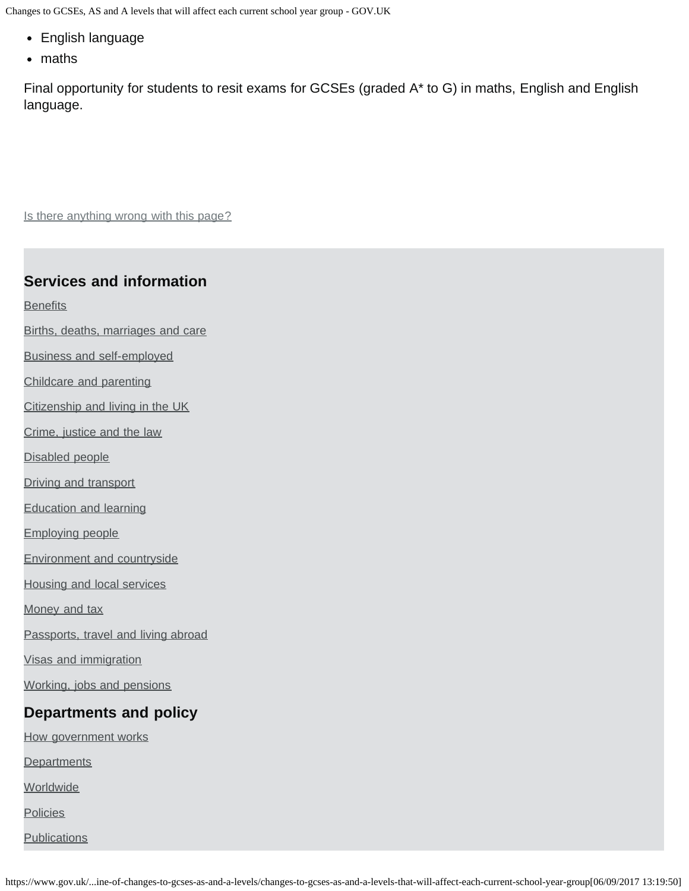- English language
- maths

Final opportunity for students to resit exams for GCSEs (graded A* to G) in maths, English and English language.

Is there anything wrong with this page?

## Services and information

Benefits

Births, deaths, marriages and care

Business and self-employed

Childcare and parenting

Citizenship and living in the UK

Crime, justice and the law

Disabled people

Driving and transport

Education and learning

Employing people

Environment and countryside

Housing and local services

Money and tax

Passports, travel and living abroad

Visas and immigration

Working, jobs and pensions

## Departments and policy

How government works

Departments

Worldwide

Policies

Publications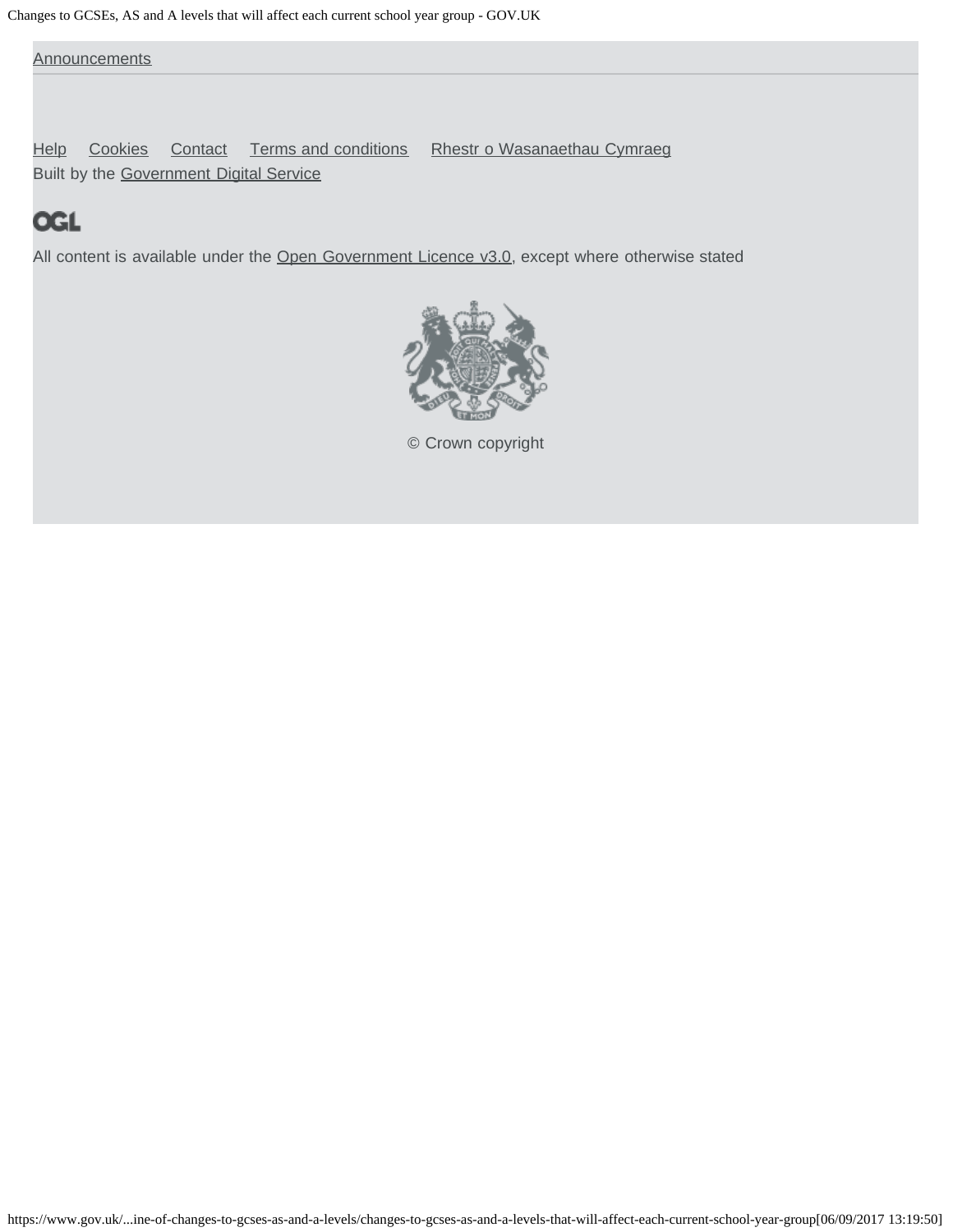Announcements

Help Cookies Contact Terms and conditions Rhestr o Wasanaethau Cymraeg

Built by the Government Digital Service

OGL

All content is available under the Open Government Licence v3.0, except where otherwise stated

© Crown copyright